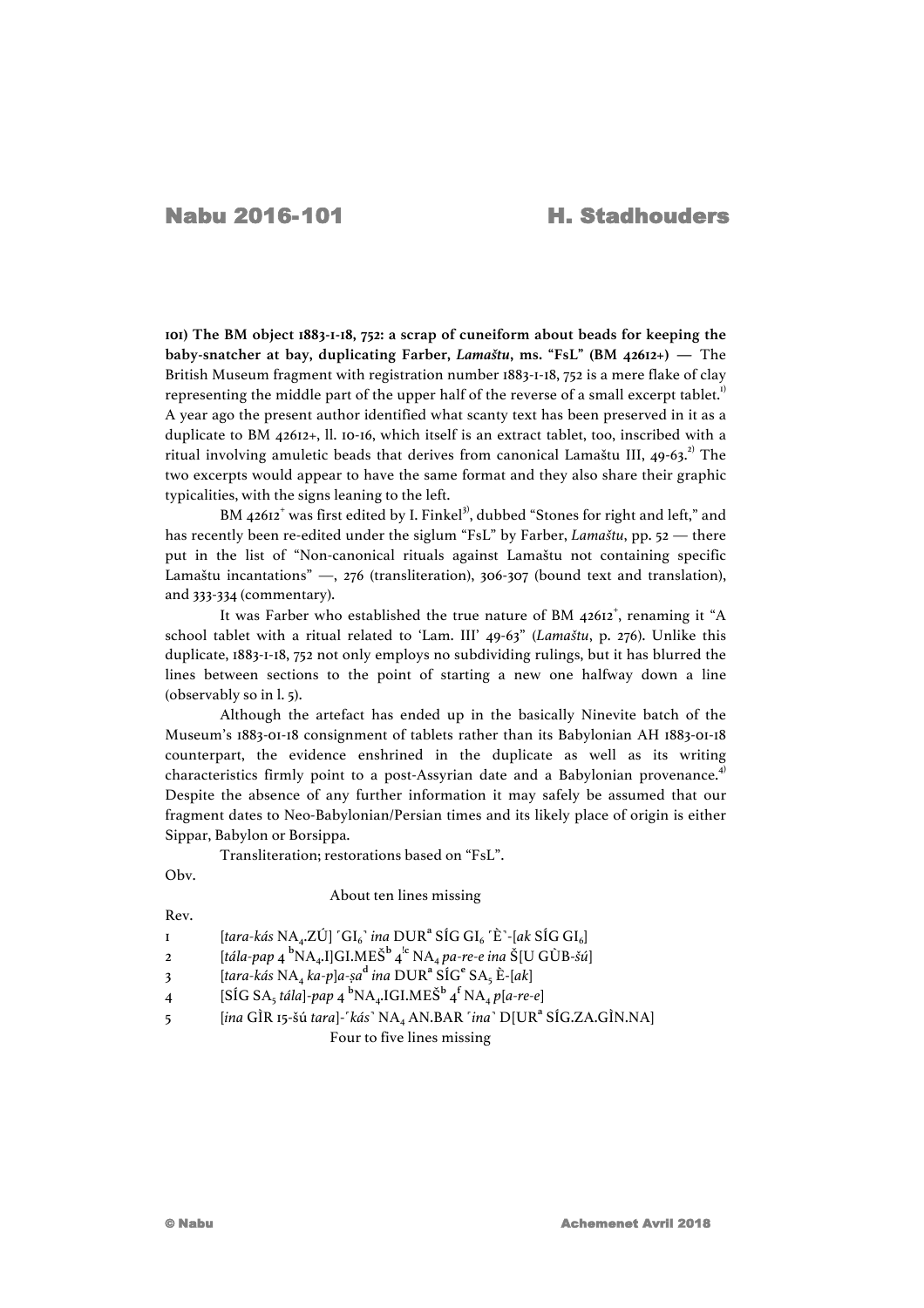**101) The BM object 1883-1-18, 752: a scrap of cuneiform about beads for keeping the baby-snatcher at bay, duplicating Farber, *Lamaštu*, ms. "FsL" (BM 42612+) —** The British Museum fragment with registration number 1883-1-18, 752 is a mere flake of clay representing the middle part of the upper half of the reverse of a small excerpt tablet.[1] A year ago the present author identified what scanty text has been preserved in it as a duplicate to BM 42612+, ll. 10-16, which itself is an extract tablet, too, inscribed with a ritual involving amuletic beads that derives from canonical Lamaštu III, 49-63.[2] The two excerpts would appear to have the same format and they also share their graphic typicalities, with the signs leaning to the left.

BM 42612+ was first edited by I. Finkel[3], dubbed "Stones for right and left," and has recently been re-edited under the siglum "FsL" by Farber, *Lamaštu*, pp. 52 — there put in the list of "Non-canonical rituals against Lamaštu not containing specific Lamaštu incantations" —, 276 (transliteration), 306-307 (bound text and translation), and 333-334 (commentary).

It was Farber who established the true nature of BM 42612+, renaming it "A school tablet with a ritual related to 'Lam. III' 49-63" (*Lamaštu*, p. 276). Unlike this duplicate, 1883-1-18, 752 not only employs no subdividing rulings, but it has blurred the lines between sections to the point of starting a new one halfway down a line (observably so in l. 5).

Although the artefact has ended up in the basically Ninevite batch of the Museum's 1883-01-18 consignment of tablets rather than its Babylonian AH 1883-01-18 counterpart, the evidence enshrined in the duplicate as well as its writing characteristics firmly point to a post-Assyrian date and a Babylonian provenance.[4] Despite the absence of any further information it may safely be assumed that our fragment dates to Neo-Babylonian/Persian times and its likely place of origin is either Sippar, Babylon or Borsippa.

Transliteration; restorations based on "FsL".

Obv.

About ten lines missing

Rev.

1 [*tara-kás* NA₄.ZÚ] ⌜GI₆⌝ *ina* DUR[a] SÍG GI₆ ⌜È⌝-[*ak* SÍG GI₆]

2 [*tála-pap* 4 [b]NA₄.I]GI.MEŠ[b] 4[!c] NA₄ *pa-re-e ina* Š[U GÙB-*šú*]

3 [*tara-kás* NA₄ *ka-p*]*a-ṣa*[d] *ina* DUR[a] SÍG[e] SA₅ È-[*ak*]

4 [SÍG SA₅ *tála*]-*pap* 4 [b]NA₄.IGI.MEŠ[b] 4[f] NA₄ *p*[*a-re-e*]

5 [*ina* GÌR 15-*šú tara*]-⌜*kás*⌝ NA₄ AN.BAR ⌜*ina*⌝ D[UR[a] SÍG.ZA.GÌN.NA]

Four to five lines missing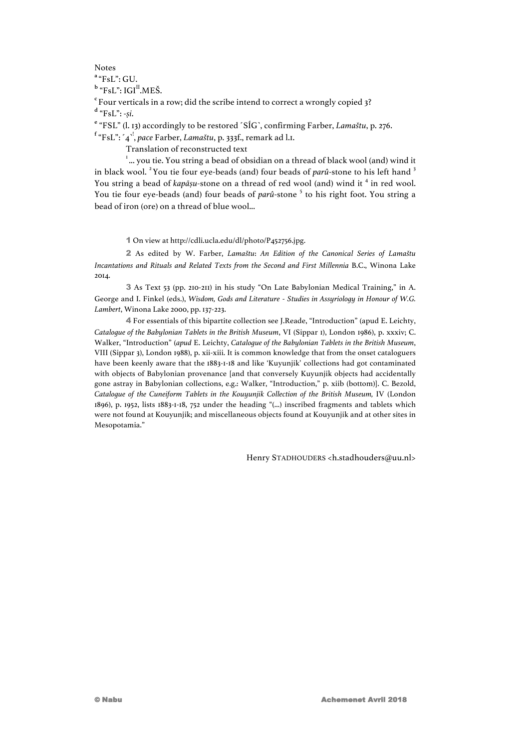Notes

[a] "FsL": GU.

[b] "FsL": IGI$^{II}$.MEŠ.

[c] Four verticals in a row; did the scribe intend to correct a wrongly copied 3?

[d] "FsL": -*ṣi*.

[e] "FSL" (l. 13) accordingly to be restored ⸢SÍG⸣, confirming Farber, *Lamaštu*, p. 276.

[f] "FsL": ⸢4⸣!, *pace* Farber, *Lamaštu*, p. 333f., remark ad l.1.

Translation of reconstructed text

[1] ... you tie. You string a bead of obsidian on a thread of black wool (and) wind it in black wool. [2] You tie four eye-beads (and) four beads of *parû*-stone to his left hand [3] You string a bead of *kapāṣu*-stone on a thread of red wool (and) wind it [4] in red wool. You tie four eye-beads (and) four beads of *parû*-stone [5] to his right foot. You string a bead of iron (ore) on a thread of blue wool...

**1** On view at http://cdli.ucla.edu/dl/photo/P452756.jpg.

**2** As edited by W. Farber, *Lamaštu*: *An Edition of the Canonical Series of Lamaštu Incantations and Rituals and Related Texts from the Second and First Millennia* B.C., Winona Lake 2014.

**3** As Text 53 (pp. 210-211) in his study "On Late Babylonian Medical Training," in A. George and I. Finkel (eds.), *Wisdom, Gods and Literature - Studies in Assyriology in Honour of W.G. Lambert*, Winona Lake 2000, pp. 137-223.

**4** For essentials of this bipartite collection see J.Reade, "Introduction" (apud E. Leichty, *Catalogue of the Babylonian Tablets in the British Museum*, VI (Sippar 1), London 1986), p. xxxiv; C. Walker, "Introduction" (*apud* E. Leichty, *Catalogue of the Babylonian Tablets in the British Museum*, VIII (Sippar 3), London 1988), p. xii-xiii. It is common knowledge that from the onset cataloguers have been keenly aware that the 1883-1-18 and like 'Kuyunjik' collections had got contaminated with objects of Babylonian provenance [and that conversely Kuyunjik objects had accidentally gone astray in Babylonian collections, e.g.: Walker, "Introduction," p. xiib (bottom)]. C. Bezold, *Catalogue of the Cuneiform Tablets in the Kouyunjik Collection of the British Museum,* IV (London 1896), p. 1952, lists 1883-1-18, 752 under the heading "(...) inscribed fragments and tablets which were not found at Kouyunjik; and miscellaneous objects found at Kouyunjik and at other sites in Mesopotamia."

Henry STADHOUDERS <h.stadhouders@uu.nl>